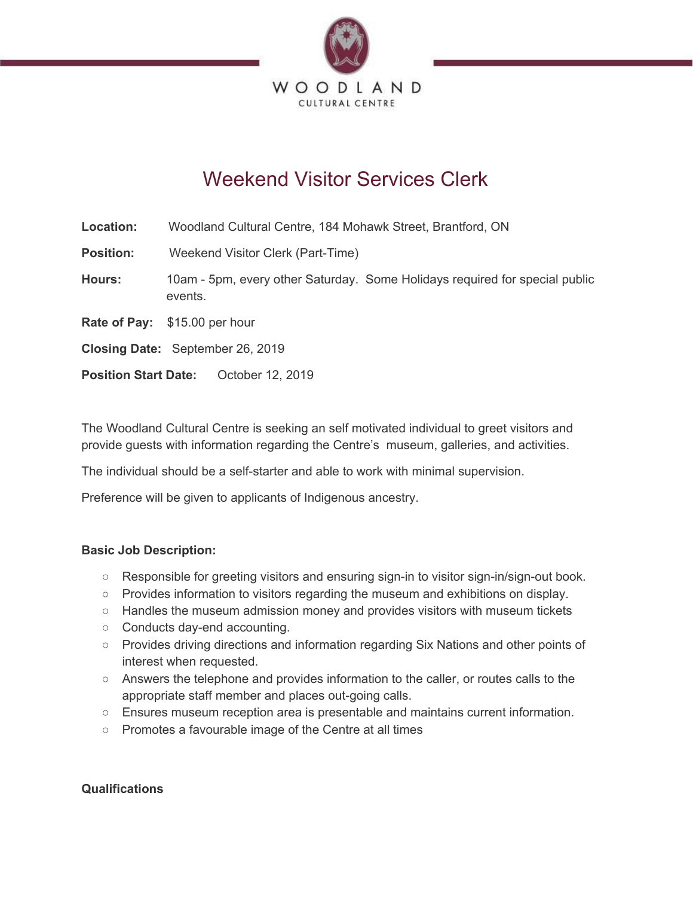WOODLAND
CULTURAL CENTRE

# Weekend Visitor Services Clerk

**Location:** Woodland Cultural Centre, 184 Mohawk Street, Brantford, ON

**Position:** Weekend Visitor Clerk (Part-Time)

**Hours:** 10am - 5pm, every other Saturday. Some Holidays required for special public events.

**Rate of Pay:** $15.00 per hour

**Closing Date:** September 26, 2019

**Position Start Date:** October 12, 2019

The Woodland Cultural Centre is seeking an self motivated individual to greet visitors and provide guests with information regarding the Centre's museum, galleries, and activities.

The individual should be a self-starter and able to work with minimal supervision.

Preference will be given to applicants of Indigenous ancestry.

**Basic Job Description:**

- Responsible for greeting visitors and ensuring sign-in to visitor sign-in/sign-out book.
- Provides information to visitors regarding the museum and exhibitions on display.
- Handles the museum admission money and provides visitors with museum tickets
- Conducts day-end accounting.
- Provides driving directions and information regarding Six Nations and other points of interest when requested.
- Answers the telephone and provides information to the caller, or routes calls to the appropriate staff member and places out-going calls.
- Ensures museum reception area is presentable and maintains current information.
- Promotes a favourable image of the Centre at all times

**Qualifications**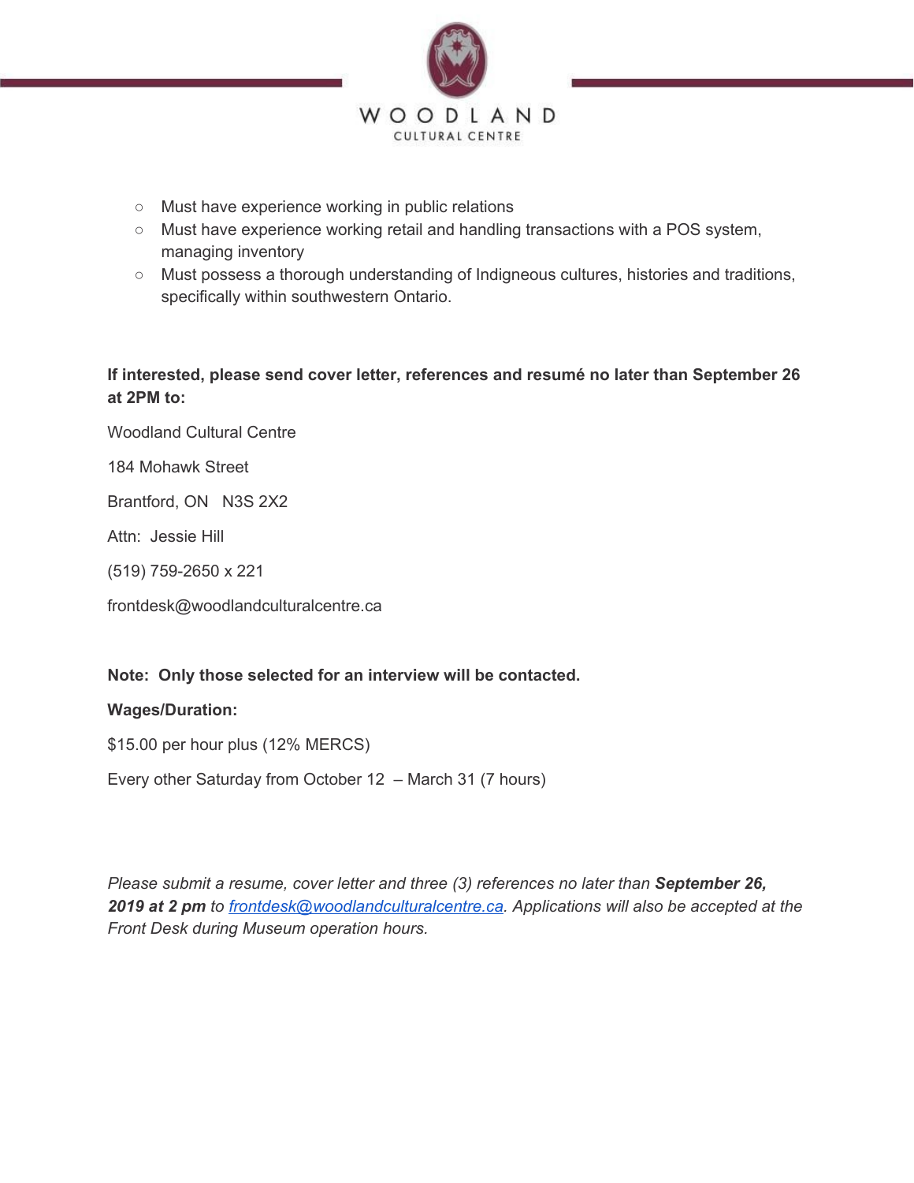- Must have experience working in public relations
- Must have experience working retail and handling transactions with a POS system, managing inventory
- Must possess a thorough understanding of Indigneous cultures, histories and traditions, specifically within southwestern Ontario.

**If interested, please send cover letter, references and resumé no later than September 26 at 2PM to:**

Woodland Cultural Centre

184 Mohawk Street

Brantford, ON   N3S 2X2

Attn:  Jessie Hill

(519) 759-2650 x 221

frontdesk@woodlandculturalcentre.ca

**Note:  Only those selected for an interview will be contacted.**

**Wages/Duration:**

$15.00 per hour plus (12% MERCS)

Every other Saturday from October 12  – March 31 (7 hours)

*Please submit a resume, cover letter and three (3) references no later than* ***September 26, 2019 at 2 pm*** *to [frontdesk@woodlandculturalcentre.ca](mailto:frontdesk@woodlandculturalcentre.ca). Applications will also be accepted at the Front Desk during Museum operation hours.*